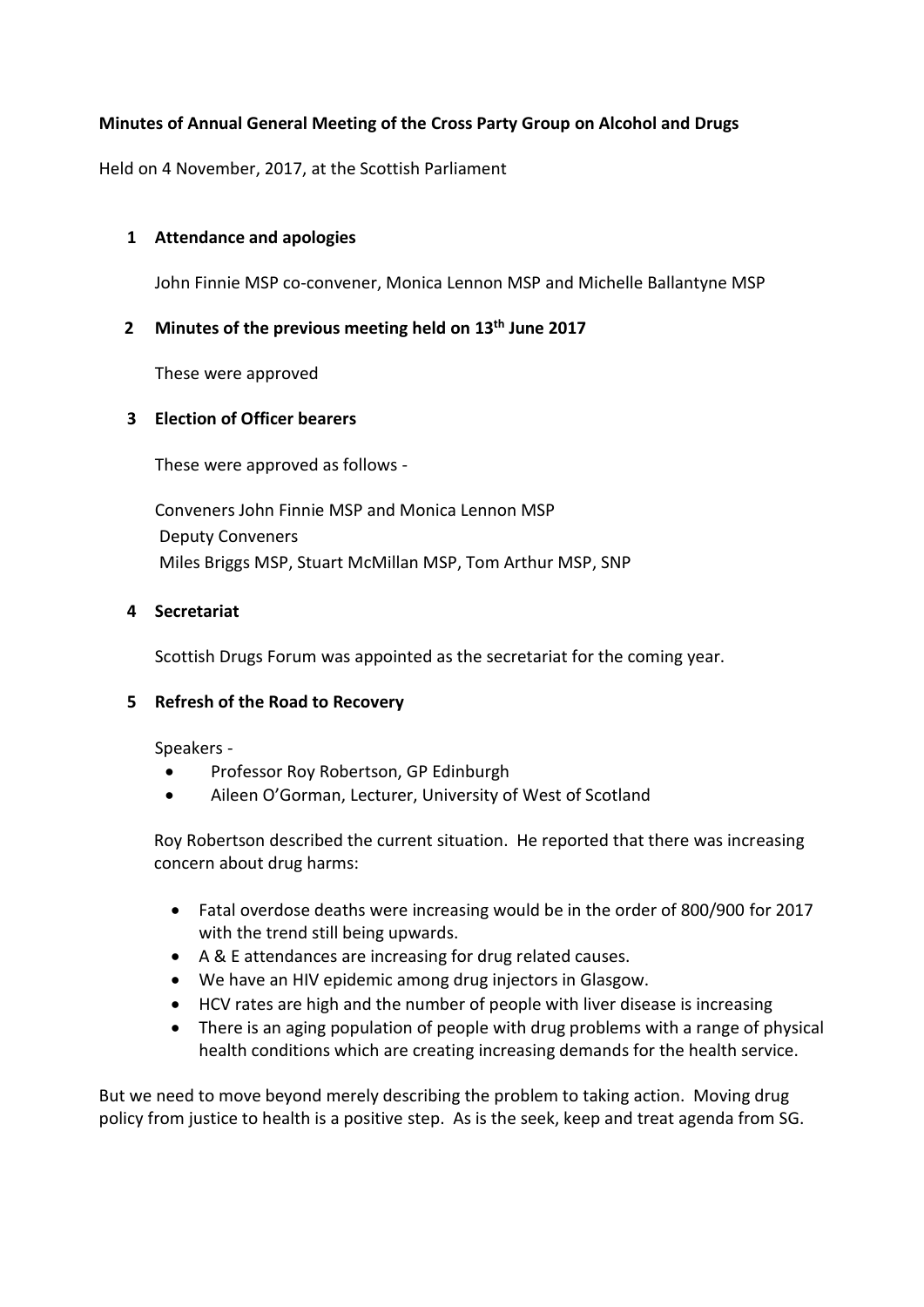**Minutes of Annual General Meeting of the Cross Party Group on Alcohol and Drugs**

Held on 4 November, 2017, at the Scottish Parliament

**1 Attendance and apologies**

John Finnie MSP co-convener, Monica Lennon MSP and Michelle Ballantyne MSP

**2 Minutes of the previous meeting held on 13th June 2017**

These were approved

**3 Election of Officer bearers**

These were approved as follows -

Conveners John Finnie MSP and Monica Lennon MSP
Deputy Conveners
Miles Briggs MSP, Stuart McMillan MSP, Tom Arthur MSP, SNP

**4 Secretariat**

Scottish Drugs Forum was appointed as the secretariat for the coming year.

**5 Refresh of the Road to Recovery**

Speakers -

- Professor Roy Robertson, GP Edinburgh
- Aileen O'Gorman, Lecturer, University of West of Scotland

Roy Robertson described the current situation. He reported that there was increasing concern about drug harms:

- Fatal overdose deaths were increasing would be in the order of 800/900 for 2017 with the trend still being upwards.
- A & E attendances are increasing for drug related causes.
- We have an HIV epidemic among drug injectors in Glasgow.
- HCV rates are high and the number of people with liver disease is increasing
- There is an aging population of people with drug problems with a range of physical health conditions which are creating increasing demands for the health service.

But we need to move beyond merely describing the problem to taking action. Moving drug policy from justice to health is a positive step. As is the seek, keep and treat agenda from SG.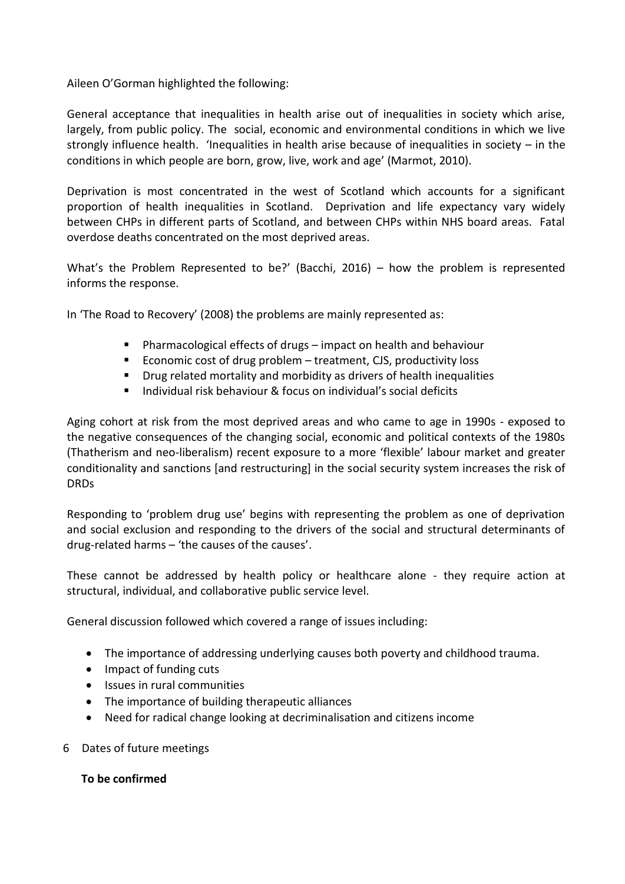Aileen O'Gorman highlighted the following:

General acceptance that inequalities in health arise out of inequalities in society which arise, largely, from public policy. The social, economic and environmental conditions in which we live strongly influence health. 'Inequalities in health arise because of inequalities in society – in the conditions in which people are born, grow, live, work and age' (Marmot, 2010).

Deprivation is most concentrated in the west of Scotland which accounts for a significant proportion of health inequalities in Scotland. Deprivation and life expectancy vary widely between CHPs in different parts of Scotland, and between CHPs within NHS board areas. Fatal overdose deaths concentrated on the most deprived areas.

What's the Problem Represented to be?' (Bacchi, 2016) – how the problem is represented informs the response.

In 'The Road to Recovery' (2008) the problems are mainly represented as:

- Pharmacological effects of drugs – impact on health and behaviour
- Economic cost of drug problem – treatment, CJS, productivity loss
- Drug related mortality and morbidity as drivers of health inequalities
- Individual risk behaviour & focus on individual's social deficits

Aging cohort at risk from the most deprived areas and who came to age in 1990s - exposed to the negative consequences of the changing social, economic and political contexts of the 1980s (Thatherism and neo-liberalism) recent exposure to a more 'flexible' labour market and greater conditionality and sanctions [and restructuring] in the social security system increases the risk of DRDs

Responding to 'problem drug use' begins with representing the problem as one of deprivation and social exclusion and responding to the drivers of the social and structural determinants of drug-related harms – 'the causes of the causes'.

These cannot be addressed by health policy or healthcare alone - they require action at structural, individual, and collaborative public service level.

General discussion followed which covered a range of issues including:

- The importance of addressing underlying causes both poverty and childhood trauma.
- Impact of funding cuts
- Issues in rural communities
- The importance of building therapeutic alliances
- Need for radical change looking at decriminalisation and citizens income

6 Dates of future meetings

**To be confirmed**